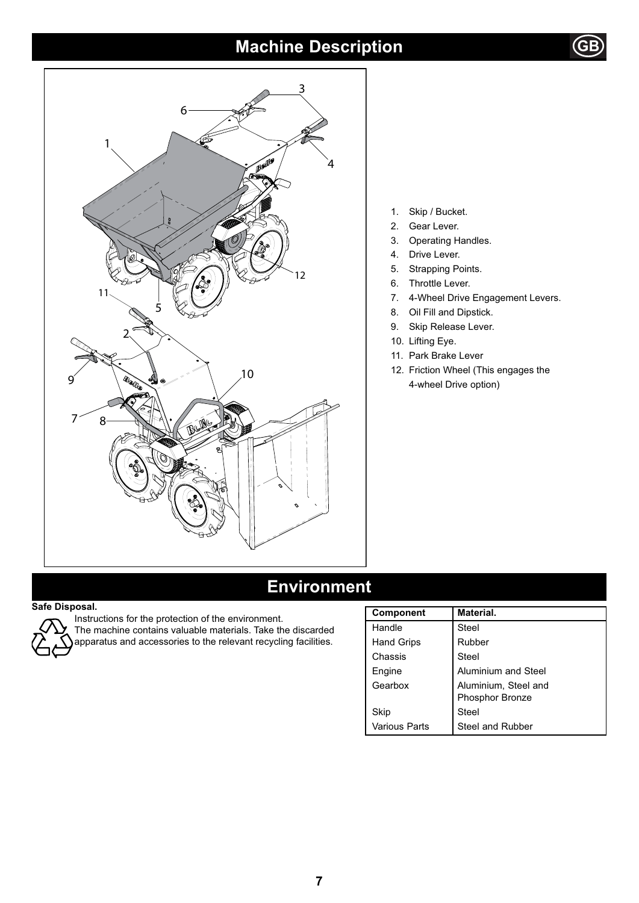# Machine Description

1. Skip / Bucket.
2. Gear Lever.
3. Operating Handles.
4. Drive Lever.
5. Strapping Points.
6. Throttle Lever.
7. 4-Wheel Drive Engagement Levers.
8. Oil Fill and Dipstick.
9. Skip Release Lever.
10. Lifting Eye.
11. Park Brake Lever
12. Friction Wheel (This engages the 4-wheel Drive option)

# Environment

**Safe Disposal.**

Instructions for the protection of the environment.
The machine contains valuable materials. Take the discarded apparatus and accessories to the relevant recycling facilities.

| Component | Material. |
|---|---|
| Handle | Steel |
| Hand Grips | Rubber |
| Chassis | Steel |
| Engine | Aluminium and Steel |
| Gearbox | Aluminium, Steel and Phosphor Bronze |
| Skip | Steel |
| Various Parts | Steel and Rubber |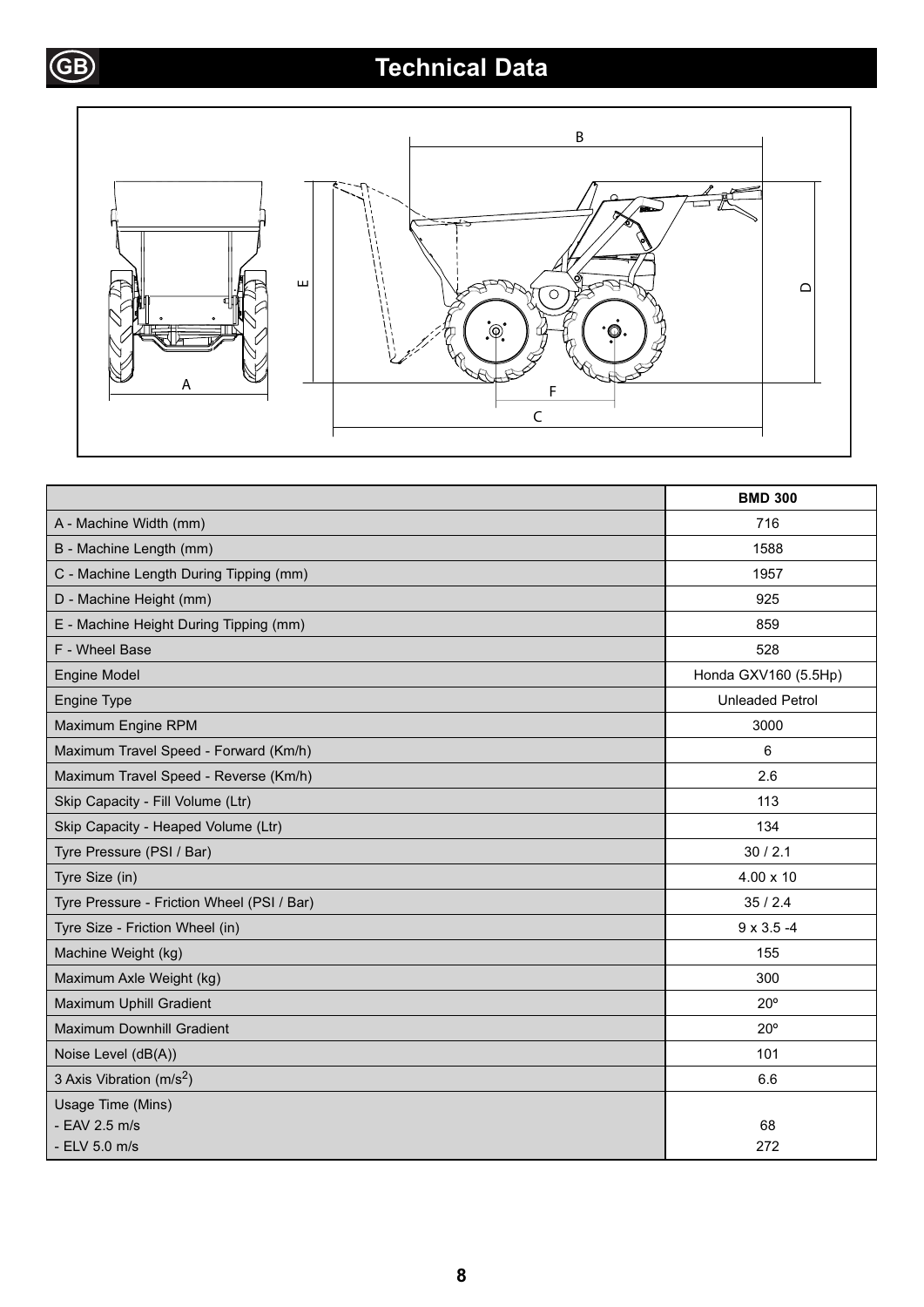# Technical Data

| | BMD 300 |
|---|---|
| A - Machine Width (mm) | 716 |
| B - Machine Length (mm) | 1588 |
| C - Machine Length During Tipping (mm) | 1957 |
| D - Machine Height (mm) | 925 |
| E - Machine Height During Tipping (mm) | 859 |
| F - Wheel Base | 528 |
| Engine Model | Honda GXV160 (5.5Hp) |
| Engine Type | Unleaded Petrol |
| Maximum Engine RPM | 3000 |
| Maximum Travel Speed - Forward (Km/h) | 6 |
| Maximum Travel Speed - Reverse (Km/h) | 2.6 |
| Skip Capacity - Fill Volume (Ltr) | 113 |
| Skip Capacity - Heaped Volume (Ltr) | 134 |
| Tyre Pressure (PSI / Bar) | 30 / 2.1 |
| Tyre Size (in) | 4.00 x 10 |
| Tyre Pressure - Friction Wheel (PSI / Bar) | 35 / 2.4 |
| Tyre Size - Friction Wheel (in) | 9 x 3.5 -4 |
| Machine Weight (kg) | 155 |
| Maximum Axle Weight (kg) | 300 |
| Maximum Uphill Gradient | 20º |
| Maximum Downhill Gradient | 20º |
| Noise Level (dB(A)) | 101 |
| 3 Axis Vibration ($m/s^2$) | 6.6 |
| Usage Time (Mins)<br>- EAV 2.5 m/s<br>- ELV 5.0 m/s | <br>68<br>272 |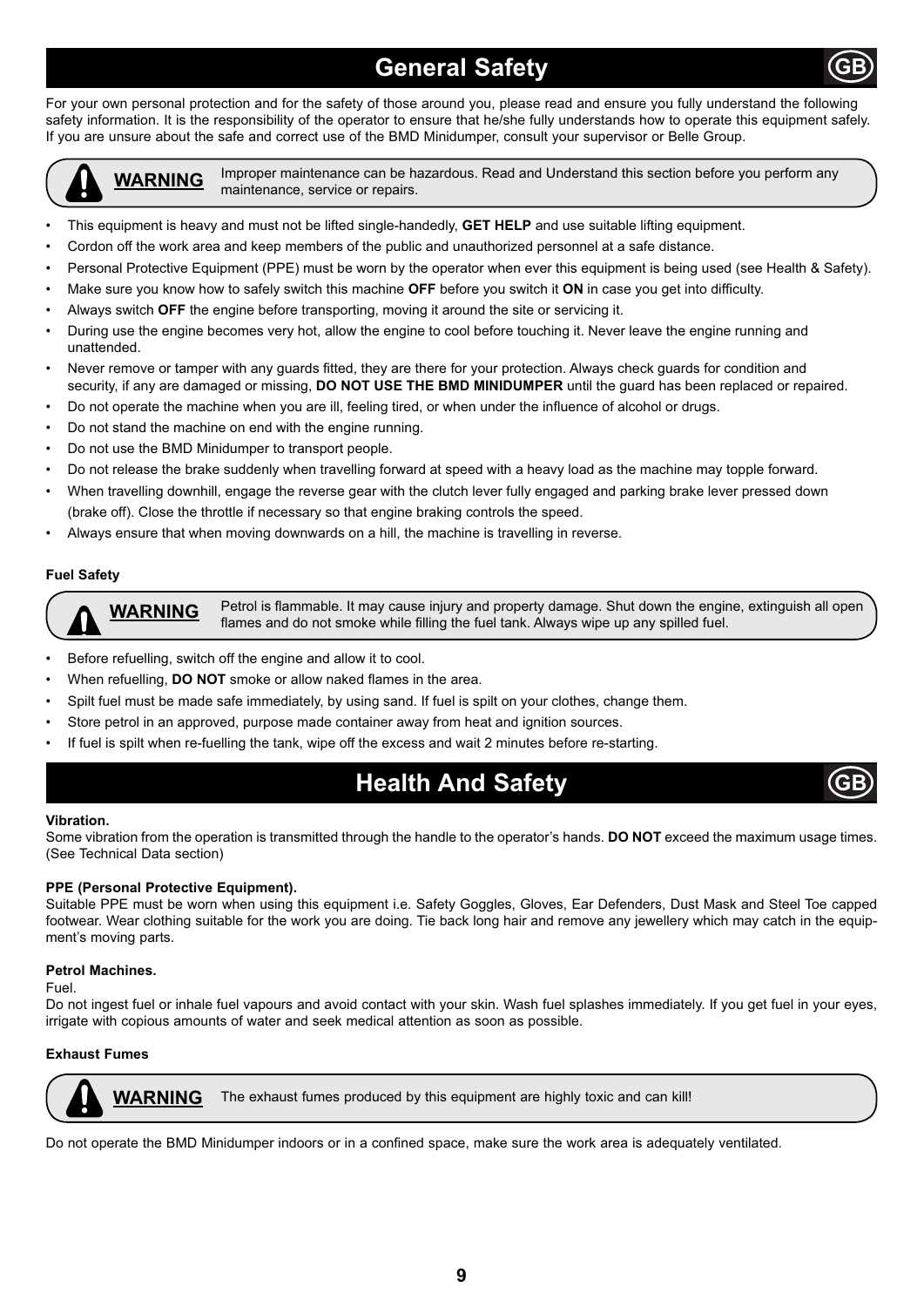# General Safety

For your own personal protection and for the safety of those around you, please read and ensure you fully understand the following safety information. It is the responsibility of the operator to ensure that he/she fully understands how to operate this equipment safely. If you are unsure about the safe and correct use of the BMD Minidumper, consult your supervisor or Belle Group.

> **WARNING** Improper maintenance can be hazardous. Read and Understand this section before you perform any maintenance, service or repairs.

- This equipment is heavy and must not be lifted single-handedly, **GET HELP** and use suitable lifting equipment.
- Cordon off the work area and keep members of the public and unauthorized personnel at a safe distance.
- Personal Protective Equipment (PPE) must be worn by the operator when ever this equipment is being used (see Health & Safety).
- Make sure you know how to safely switch this machine **OFF** before you switch it **ON** in case you get into difficulty.
- Always switch **OFF** the engine before transporting, moving it around the site or servicing it.
- During use the engine becomes very hot, allow the engine to cool before touching it. Never leave the engine running and unattended.
- Never remove or tamper with any guards fitted, they are there for your protection. Always check guards for condition and security, if any are damaged or missing, **DO NOT USE THE BMD MINIDUMPER** until the guard has been replaced or repaired.
- Do not operate the machine when you are ill, feeling tired, or when under the influence of alcohol or drugs.
- Do not stand the machine on end with the engine running.
- Do not use the BMD Minidumper to transport people.
- Do not release the brake suddenly when travelling forward at speed with a heavy load as the machine may topple forward.
- When travelling downhill, engage the reverse gear with the clutch lever fully engaged and parking brake lever pressed down (brake off). Close the throttle if necessary so that engine braking controls the speed.
- Always ensure that when moving downwards on a hill, the machine is travelling in reverse.

**Fuel Safety**

> **WARNING** Petrol is flammable. It may cause injury and property damage. Shut down the engine, extinguish all open flames and do not smoke while filling the fuel tank. Always wipe up any spilled fuel.

- Before refuelling, switch off the engine and allow it to cool.
- When refuelling, **DO NOT** smoke or allow naked flames in the area.
- Spilt fuel must be made safe immediately, by using sand. If fuel is spilt on your clothes, change them.
- Store petrol in an approved, purpose made container away from heat and ignition sources.
- If fuel is spilt when re-fuelling the tank, wipe off the excess and wait 2 minutes before re-starting.

# Health And Safety

**Vibration.**

Some vibration from the operation is transmitted through the handle to the operator's hands. **DO NOT** exceed the maximum usage times. (See Technical Data section)

**PPE (Personal Protective Equipment).**

Suitable PPE must be worn when using this equipment i.e. Safety Goggles, Gloves, Ear Defenders, Dust Mask and Steel Toe capped footwear. Wear clothing suitable for the work you are doing. Tie back long hair and remove any jewellery which may catch in the equipment's moving parts.

**Petrol Machines.**

Fuel.

Do not ingest fuel or inhale fuel vapours and avoid contact with your skin. Wash fuel splashes immediately. If you get fuel in your eyes, irrigate with copious amounts of water and seek medical attention as soon as possible.

**Exhaust Fumes**

> **WARNING** The exhaust fumes produced by this equipment are highly toxic and can kill!

Do not operate the BMD Minidumper indoors or in a confined space, make sure the work area is adequately ventilated.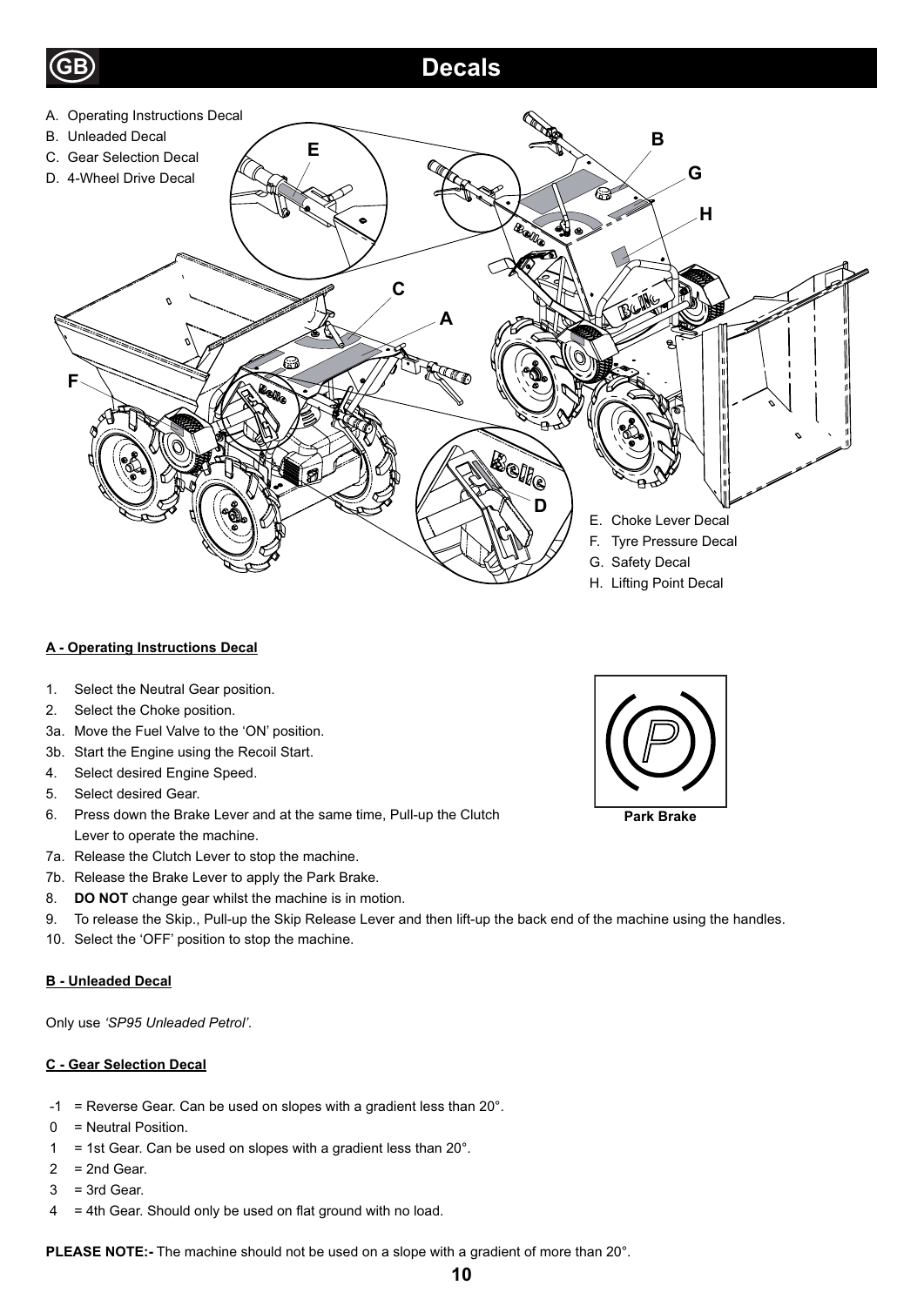# Decals

A. Operating Instructions Decal
B. Unleaded Decal
C. Gear Selection Decal
D. 4-Wheel Drive Decal

E. Choke Lever Decal
F. Tyre Pressure Decal
G. Safety Decal
H. Lifting Point Decal

**A - Operating Instructions Decal**

1. Select the Neutral Gear position.
2. Select the Choke position.
3a. Move the Fuel Valve to the 'ON' position.
3b. Start the Engine using the Recoil Start.
4. Select desired Engine Speed.
5. Select desired Gear.
6. Press down the Brake Lever and at the same time, Pull-up the Clutch Lever to operate the machine.
7a. Release the Clutch Lever to stop the machine.
7b. Release the Brake Lever to apply the Park Brake.
8. **DO NOT** change gear whilst the machine is in motion.
9. To release the Skip., Pull-up the Skip Release Lever and then lift-up the back end of the machine using the handles.
10. Select the 'OFF' position to stop the machine.

**Park Brake**

**B - Unleaded Decal**

Only use *'SP95 Unleaded Petrol'*.

**C - Gear Selection Decal**

-1 = Reverse Gear. Can be used on slopes with a gradient less than 20°.
0 = Neutral Position.
1 = 1st Gear. Can be used on slopes with a gradient less than 20°.
2 = 2nd Gear.
3 = 3rd Gear.
4 = 4th Gear. Should only be used on flat ground with no load.

**PLEASE NOTE:-** The machine should not be used on a slope with a gradient of more than 20°.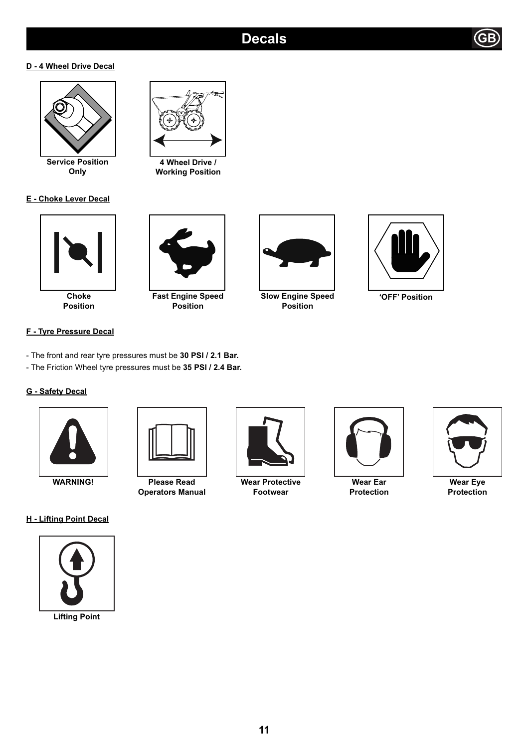# Decals

**D - 4 Wheel Drive Decal**

**Service Position Only**

**4 Wheel Drive / Working Position**

**E - Choke Lever Decal**

**Choke Position**

**Fast Engine Speed Position**

**Slow Engine Speed Position**

**'OFF' Position**

**F - Tyre Pressure Decal**

- The front and rear tyre pressures must be **30 PSI / 2.1 Bar.**
- The Friction Wheel tyre pressures must be **35 PSI / 2.4 Bar.**

**G - Safety Decal**

**WARNING!**

**Please Read Operators Manual**

**Wear Protective Footwear**

**Wear Ear Protection**

**Wear Eye Protection**

**H - Lifting Point Decal**

**Lifting Point**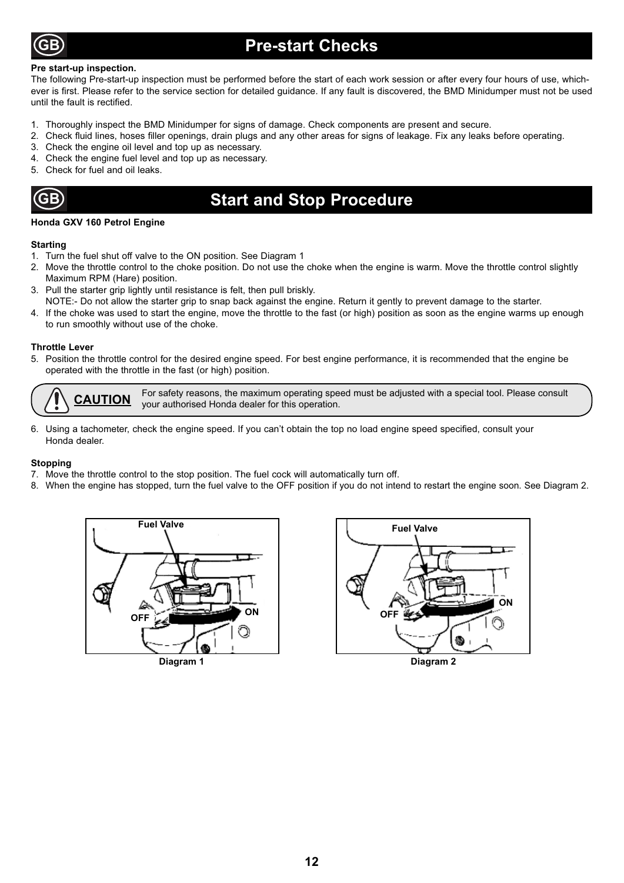# Pre-start Checks

**Pre start-up inspection.**

The following Pre-start-up inspection must be performed before the start of each work session or after every four hours of use, which-ever is first. Please refer to the service section for detailed guidance. If any fault is discovered, the BMD Minidumper must not be used until the fault is rectified.

1. Thoroughly inspect the BMD Minidumper for signs of damage. Check components are present and secure.
2. Check fluid lines, hoses filler openings, drain plugs and any other areas for signs of leakage. Fix any leaks before operating.
3. Check the engine oil level and top up as necessary.
4. Check the engine fuel level and top up as necessary.
5. Check for fuel and oil leaks.

# Start and Stop Procedure

**Honda GXV 160 Petrol Engine**

**Starting**

1. Turn the fuel shut off valve to the ON position. See Diagram 1
2. Move the throttle control to the choke position. Do not use the choke when the engine is warm. Move the throttle control slightly Maximum RPM (Hare) position.
3. Pull the starter grip lightly until resistance is felt, then pull briskly.
   NOTE:- Do not allow the starter grip to snap back against the engine. Return it gently to prevent damage to the starter.
4. If the choke was used to start the engine, move the throttle to the fast (or high) position as soon as the engine warms up enough to run smoothly without use of the choke.

**Throttle Lever**

5. Position the throttle control for the desired engine speed. For best engine performance, it is recommended that the engine be operated with the throttle in the fast (or high) position.

**CAUTION** For safety reasons, the maximum operating speed must be adjusted with a special tool. Please consult your authorised Honda dealer for this operation.

6. Using a tachometer, check the engine speed. If you can't obtain the top no load engine speed specified, consult your Honda dealer.

**Stopping**

7. Move the throttle control to the stop position. The fuel cock will automatically turn off.
8. When the engine has stopped, turn the fuel valve to the OFF position if you do not intend to restart the engine soon. See Diagram 2.

Fuel Valve — OFF — ON

Diagram 1

Fuel Valve — OFF — ON

Diagram 2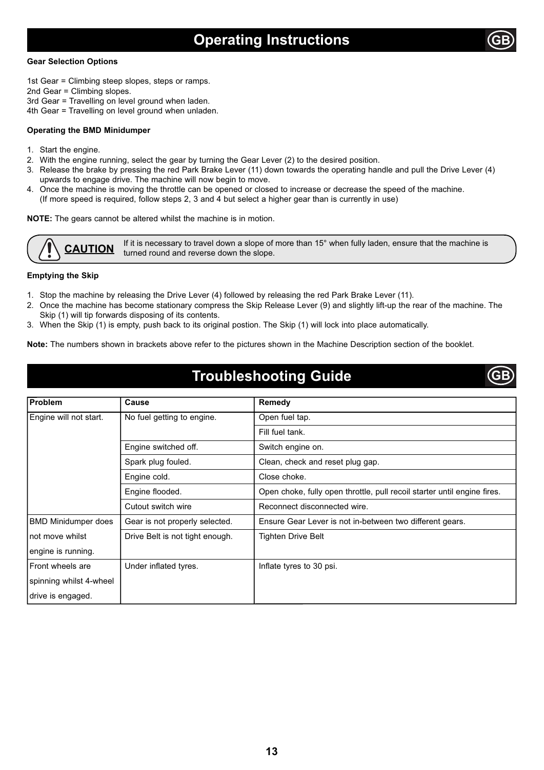# Operating Instructions

**Gear Selection Options**

1st Gear = Climbing steep slopes, steps or ramps.
2nd Gear = Climbing slopes.
3rd Gear = Travelling on level ground when laden.
4th Gear = Travelling on level ground when unladen.

**Operating the BMD Minidumper**

1. Start the engine.
2. With the engine running, select the gear by turning the Gear Lever (2) to the desired position.
3. Release the brake by pressing the red Park Brake Lever (11) down towards the operating handle and pull the Drive Lever (4) upwards to engage drive. The machine will now begin to move.
4. Once the machine is moving the throttle can be opened or closed to increase or decrease the speed of the machine. (If more speed is required, follow steps 2, 3 and 4 but select a higher gear than is currently in use)

**NOTE:** The gears cannot be altered whilst the machine is in motion.

**CAUTION** If it is necessary to travel down a slope of more than 15° when fully laden, ensure that the machine is turned round and reverse down the slope.

**Emptying the Skip**

1. Stop the machine by releasing the Drive Lever (4) followed by releasing the red Park Brake Lever (11).
2. Once the machine has become stationary compress the Skip Release Lever (9) and slightly lift-up the rear of the machine. The Skip (1) will tip forwards disposing of its contents.
3. When the Skip (1) is empty, push back to its original postion. The Skip (1) will lock into place automatically.

**Note:** The numbers shown in brackets above refer to the pictures shown in the Machine Description section of the booklet.

# Troubleshooting Guide

| Problem | Cause | Remedy |
|---|---|---|
| Engine will not start. | No fuel getting to engine. | Open fuel tap. |
| | | Fill fuel tank. |
| | Engine switched off. | Switch engine on. |
| | Spark plug fouled. | Clean, check and reset plug gap. |
| | Engine cold. | Close choke. |
| | Engine flooded. | Open choke, fully open throttle, pull recoil starter until engine fires. |
| | Cutout switch wire | Reconnect disconnected wire. |
| BMD Minidumper does not move whilst engine is running. | Gear is not properly selected. | Ensure Gear Lever is not in-between two different gears. |
| | Drive Belt is not tight enough. | Tighten Drive Belt |
| Front wheels are spinning whilst 4-wheel drive is engaged. | Under inflated tyres. | Inflate tyres to 30 psi. |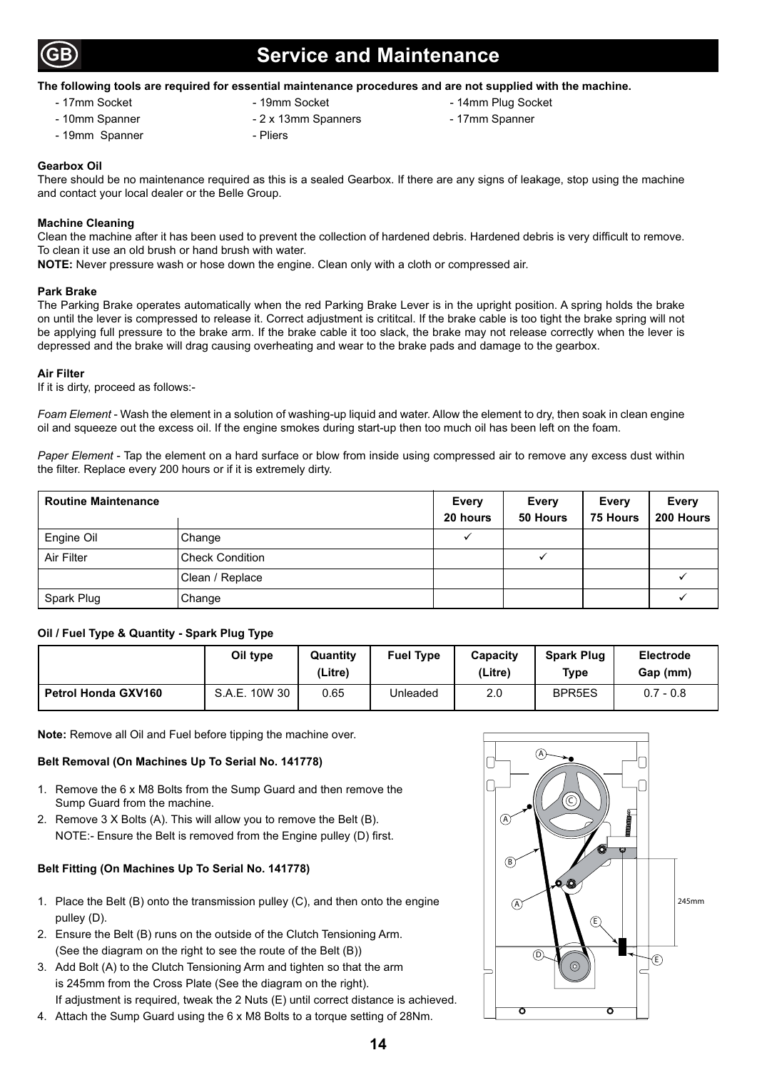# Service and Maintenance

**The following tools are required for essential maintenance procedures and are not supplied with the machine.**

- 17mm Socket
- 19mm Socket
- 14mm Plug Socket
- 10mm Spanner
- 2 x 13mm Spanners
- 17mm Spanner
- 19mm Spanner
- Pliers

**Gearbox Oil**

There should be no maintenance required as this is a sealed Gearbox. If there are any signs of leakage, stop using the machine and contact your local dealer or the Belle Group.

**Machine Cleaning**

Clean the machine after it has been used to prevent the collection of hardened debris. Hardened debris is very difficult to remove. To clean it use an old brush or hand brush with water.

**NOTE:** Never pressure wash or hose down the engine. Clean only with a cloth or compressed air.

**Park Brake**

The Parking Brake operates automatically when the red Parking Brake Lever is in the upright position. A spring holds the brake on until the lever is compressed to release it. Correct adjustment is crititcal. If the brake cable is too tight the brake spring will not be applying full pressure to the brake arm. If the brake cable it too slack, the brake may not release correctly when the lever is depressed and the brake will drag causing overheating and wear to the brake pads and damage to the gearbox.

**Air Filter**

If it is dirty, proceed as follows:-

*Foam Element* - Wash the element in a solution of washing-up liquid and water. Allow the element to dry, then soak in clean engine oil and squeeze out the excess oil. If the engine smokes during start-up then too much oil has been left on the foam.

*Paper Element* - Tap the element on a hard surface or blow from inside using compressed air to remove any excess dust within the filter. Replace every 200 hours or if it is extremely dirty.

| Routine Maintenance | | Every 20 hours | Every 50 Hours | Every 75 Hours | Every 200 Hours |
|---|---|---|---|---|---|
| Engine Oil | Change | ✓ | | | |
| Air Filter | Check Condition | | ✓ | | |
| | Clean / Replace | | | | ✓ |
| Spark Plug | Change | | | | ✓ |

**Oil / Fuel Type & Quantity - Spark Plug Type**

| | Oil type | Quantity (Litre) | Fuel Type | Capacity (Litre) | Spark Plug Type | Electrode Gap (mm) |
|---|---|---|---|---|---|---|
| **Petrol Honda GXV160** | S.A.E. 10W 30 | 0.65 | Unleaded | 2.0 | BPR5ES | 0.7 - 0.8 |

**Note:** Remove all Oil and Fuel before tipping the machine over.

**Belt Removal (On Machines Up To Serial No. 141778)**

1. Remove the 6 x M8 Bolts from the Sump Guard and then remove the Sump Guard from the machine.
2. Remove 3 X Bolts (A). This will allow you to remove the Belt (B).
   NOTE:- Ensure the Belt is removed from the Engine pulley (D) first.

**Belt Fitting (On Machines Up To Serial No. 141778)**

1. Place the Belt (B) onto the transmission pulley (C), and then onto the engine pulley (D).
2. Ensure the Belt (B) runs on the outside of the Clutch Tensioning Arm. (See the diagram on the right to see the route of the Belt (B))
3. Add Bolt (A) to the Clutch Tensioning Arm and tighten so that the arm is 245mm from the Cross Plate (See the diagram on the right).
   If adjustment is required, tweak the 2 Nuts (E) until correct distance is achieved.
4. Attach the Sump Guard using the 6 x M8 Bolts to a torque setting of 28Nm.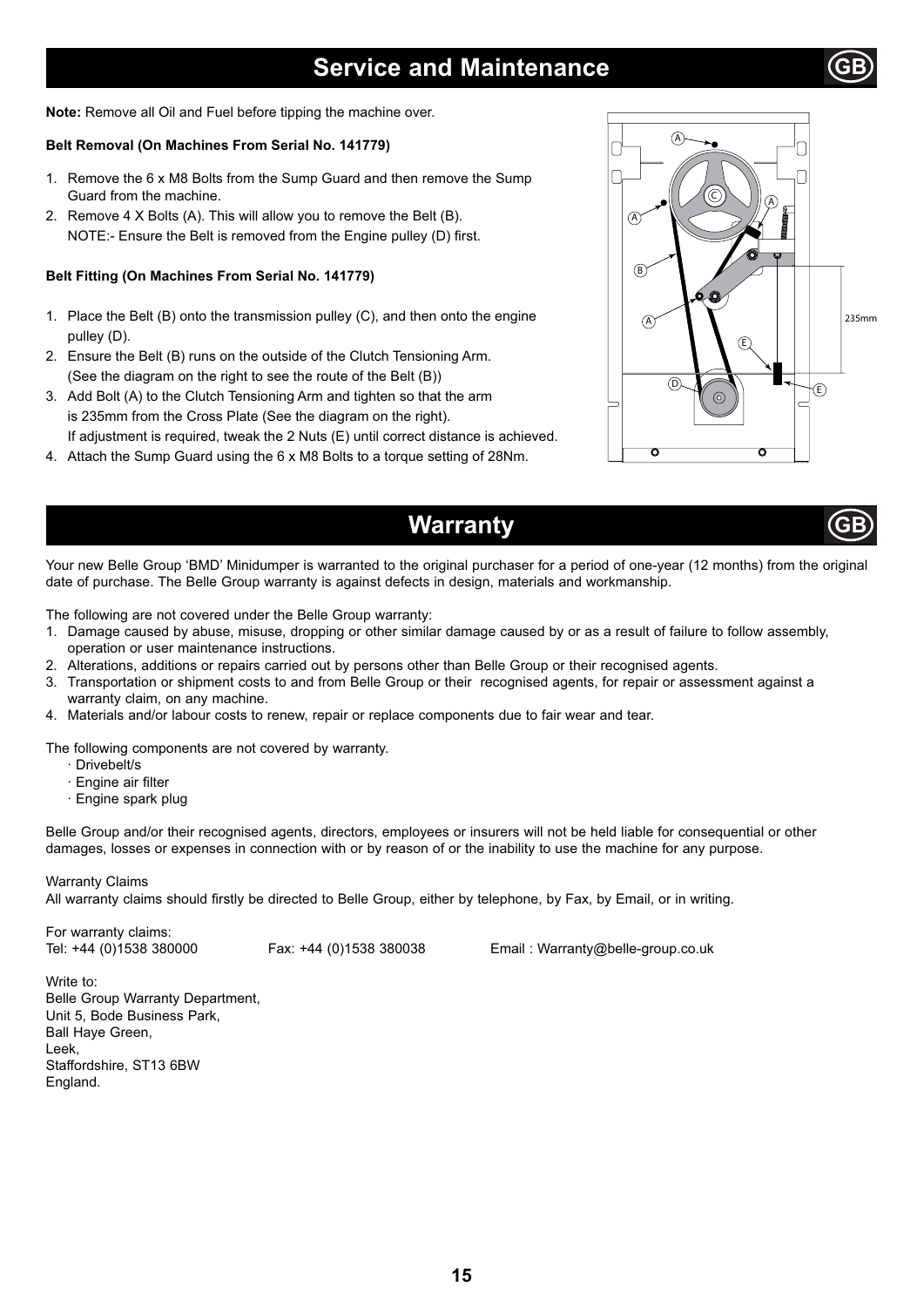## Service and Maintenance

**Note:** Remove all Oil and Fuel before tipping the machine over.

**Belt Removal (On Machines From Serial No. 141779)**

1. Remove the 6 x M8 Bolts from the Sump Guard and then remove the Sump Guard from the machine.
2. Remove 4 X Bolts (A). This will allow you to remove the Belt (B).
   NOTE:- Ensure the Belt is removed from the Engine pulley (D) first.

**Belt Fitting (On Machines From Serial No. 141779)**

1. Place the Belt (B) onto the transmission pulley (C), and then onto the engine pulley (D).
2. Ensure the Belt (B) runs on the outside of the Clutch Tensioning Arm.
   (See the diagram on the right to see the route of the Belt (B))
3. Add Bolt (A) to the Clutch Tensioning Arm and tighten so that the arm is 235mm from the Cross Plate (See the diagram on the right).
   If adjustment is required, tweak the 2 Nuts (E) until correct distance is achieved.
4. Attach the Sump Guard using the 6 x M8 Bolts to a torque setting of 28Nm.

## Warranty

Your new Belle Group 'BMD' Minidumper is warranted to the original purchaser for a period of one-year (12 months) from the original date of purchase. The Belle Group warranty is against defects in design, materials and workmanship.

The following are not covered under the Belle Group warranty:

1. Damage caused by abuse, misuse, dropping or other similar damage caused by or as a result of failure to follow assembly, operation or user maintenance instructions.
2. Alterations, additions or repairs carried out by persons other than Belle Group or their recognised agents.
3. Transportation or shipment costs to and from Belle Group or their recognised agents, for repair or assessment against a warranty claim, on any machine.
4. Materials and/or labour costs to renew, repair or replace components due to fair wear and tear.

The following components are not covered by warranty.

- Drivebelt/s
- Engine air filter
- Engine spark plug

Belle Group and/or their recognised agents, directors, employees or insurers will not be held liable for consequential or other damages, losses or expenses in connection with or by reason of or the inability to use the machine for any purpose.

Warranty Claims
All warranty claims should firstly be directed to Belle Group, either by telephone, by Fax, by Email, or in writing.

For warranty claims:
Tel: +44 (0)1538 380000 Fax: +44 (0)1538 380038 Email : Warranty@belle-group.co.uk

Write to:
Belle Group Warranty Department,
Unit 5, Bode Business Park,
Ball Haye Green,
Leek,
Staffordshire, ST13 6BW
England.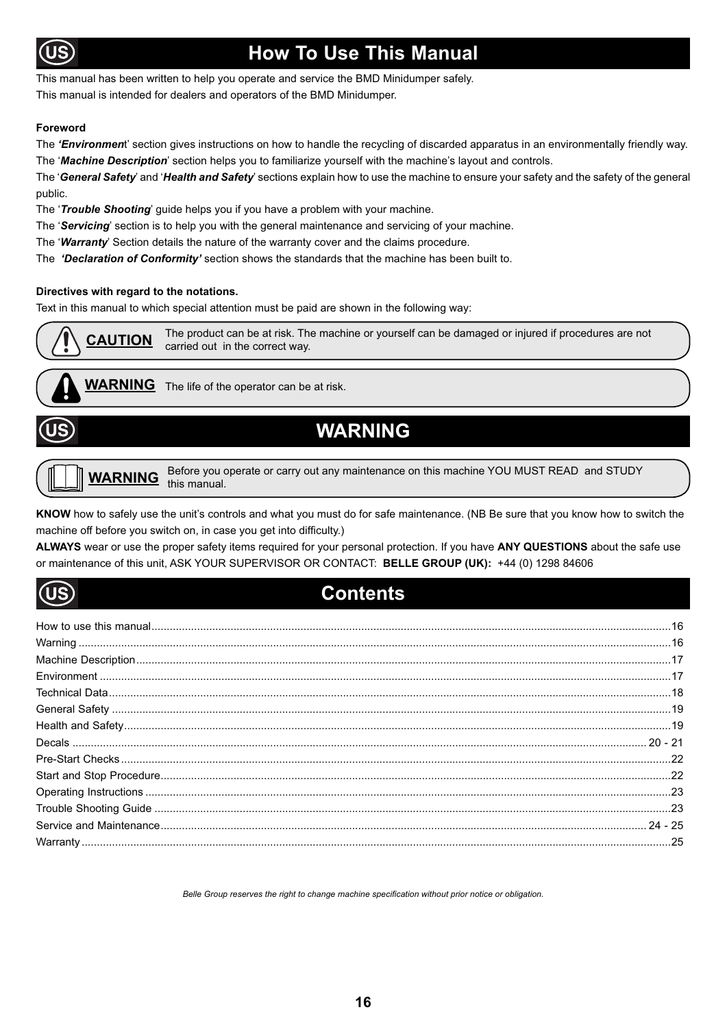# How To Use This Manual

This manual has been written to help you operate and service the BMD Minidumper safely.
This manual is intended for dealers and operators of the BMD Minidumper.

**Foreword**

The ***'Environmen**t'* section gives instructions on how to handle the recycling of discarded apparatus in an environmentally friendly way.
The '***Machine Description***' section helps you to familiarize yourself with the machine's layout and controls.
The '***General Safety***' and '***Health and Safety***' sections explain how to use the machine to ensure your safety and the safety of the general public.
The '***Trouble Shooting***' guide helps you if you have a problem with your machine.
The '***Servicing***' section is to help you with the general maintenance and servicing of your machine.
The '***Warranty***' Section details the nature of the warranty cover and the claims procedure.
The ***'Declaration of Conformity'*** section shows the standards that the machine has been built to.

**Directives with regard to the notations.**

Text in this manual to which special attention must be paid are shown in the following way:

**CAUTION** The product can be at risk. The machine or yourself can be damaged or injured if procedures are not carried out in the correct way.

**WARNING** The life of the operator can be at risk.

# WARNING

**WARNING** Before you operate or carry out any maintenance on this machine YOU MUST READ and STUDY this manual.

**KNOW** how to safely use the unit's controls and what you must do for safe maintenance. (NB Be sure that you know how to switch the machine off before you switch on, in case you get into difficulty.)

**ALWAYS** wear or use the proper safety items required for your personal protection. If you have **ANY QUESTIONS** about the safe use or maintenance of this unit, ASK YOUR SUPERVISOR OR CONTACT: **BELLE GROUP (UK):** +44 (0) 1298 84606

# Contents

| | |
|---|---|
| How to use this manual | 16 |
| Warning | 16 |
| Machine Description | 17 |
| Environment | 17 |
| Technical Data | 18 |
| General Safety | 19 |
| Health and Safety | 19 |
| Decals | 20 - 21 |
| Pre-Start Checks | 22 |
| Start and Stop Procedure | 22 |
| Operating Instructions | 23 |
| Trouble Shooting Guide | 23 |
| Service and Maintenance | 24 - 25 |
| Warranty | 25 |

*Belle Group reserves the right to change machine specification without prior notice or obligation.*